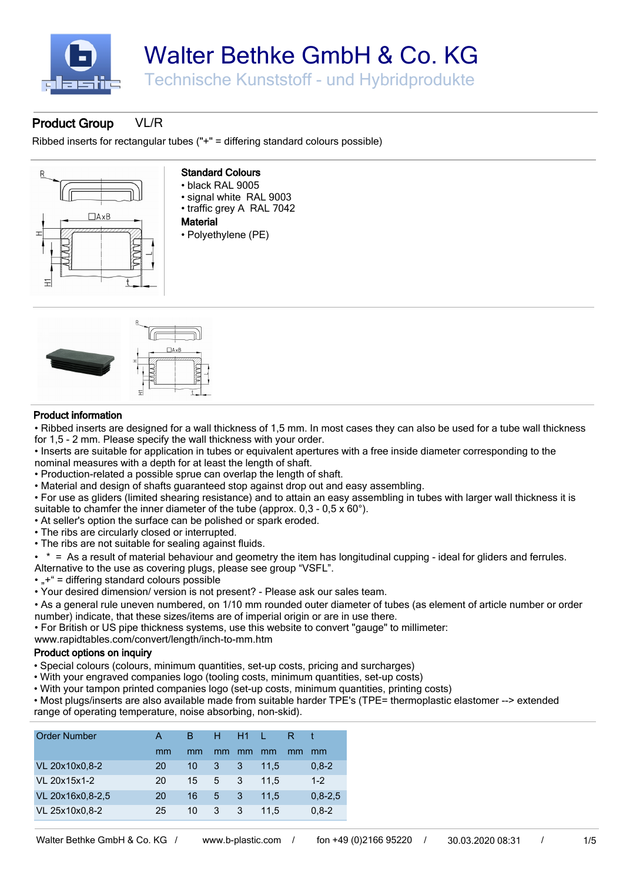# Walter Bethke GmbH & Co. KG

Technische Kunststoff - und Hybridprodukte

## Product Group VL/R

Ribbed inserts for rectangular tubes ("+" = differing standard colours possible)

**Standard Colours**

- black RAL 9005
- signal white RAL 9003
- traffic grey A RAL 7042

**Material**

- Polyethylene (PE)

### Product information

- Ribbed inserts are designed for a wall thickness of 1,5 mm. In most cases they can also be used for a tube wall thickness for 1,5 - 2 mm. Please specify the wall thickness with your order.
- Inserts are suitable for application in tubes or equivalent apertures with a free inside diameter corresponding to the nominal measures with a depth for at least the length of shaft.
- Production-related a possible sprue can overlap the length of shaft.
- Material and design of shafts guaranteed stop against drop out and easy assembling.
- For use as gliders (limited shearing resistance) and to attain an easy assembling in tubes with larger wall thickness it is suitable to chamfer the inner diameter of the tube (approx. 0,3 - 0,5 x 60°).
- At seller's option the surface can be polished or spark eroded.
- The ribs are circularly closed or interrupted.
- The ribs are not suitable for sealing against fluids.
- * = As a result of material behaviour and geometry the item has longitudinal cupping - ideal for gliders and ferrules. Alternative to the use as covering plugs, please see group "VSFL".
- „+" = differing standard colours possible
- Your desired dimension/ version is not present? - Please ask our sales team.
- As a general rule uneven numbered, on 1/10 mm rounded outer diameter of tubes (as element of article number or order number) indicate, that these sizes/items are of imperial origin or are in use there.
- For British or US pipe thickness systems, use this website to convert "gauge" to millimeter: www.rapidtables.com/convert/length/inch-to-mm.htm

### Product options on inquiry

- Special colours (colours, minimum quantities, set-up costs, pricing and surcharges)
- With your engraved companies logo (tooling costs, minimum quantities, set-up costs)
- With your tampon printed companies logo (set-up costs, minimum quantities, printing costs)
- Most plugs/inserts are also available made from suitable harder TPE's (TPE= thermoplastic elastomer --> extended range of operating temperature, noise absorbing, non-skid).

| Order Number | A | B | H | H1 | L | R | t |
|---|---|---|---|---|---|---|---|
| | mm | mm | mm | mm | mm | mm | mm |
| VL 20x10x0,8-2 | 20 | 10 | 3 | 3 | 11,5 | | 0,8-2 |
| VL 20x15x1-2 | 20 | 15 | 5 | 3 | 11,5 | | 1-2 |
| VL 20x16x0,8-2,5 | 20 | 16 | 5 | 3 | 11,5 | | 0,8-2,5 |
| VL 25x10x0,8-2 | 25 | 10 | 3 | 3 | 11,5 | | 0,8-2 |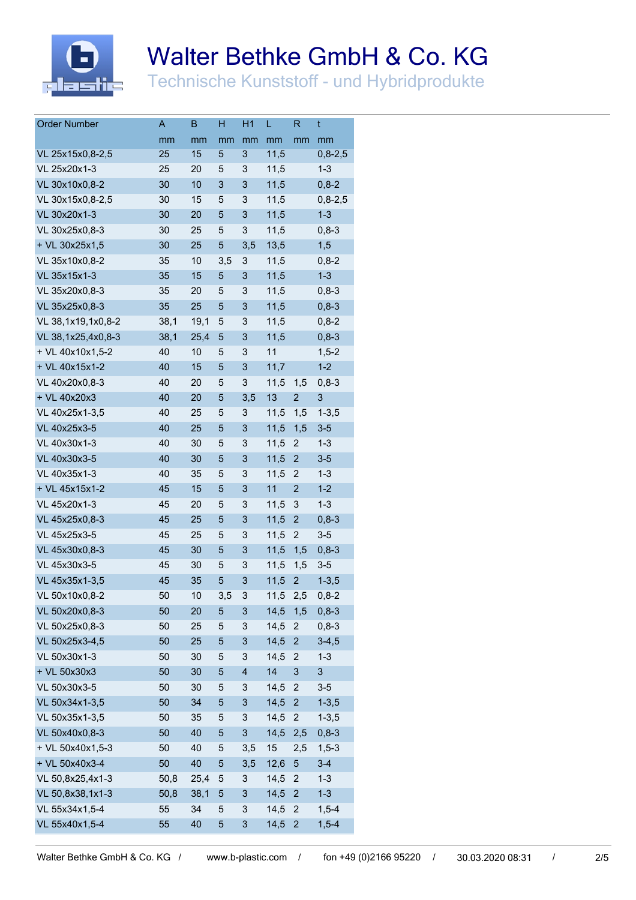# Walter Bethke GmbH & Co. KG

Technische Kunststoff - und Hybridprodukte

| Order Number | A | B | H | H1 | L | R | t |
|---|---|---|---|---|---|---|---|
| | mm | mm | mm | mm | mm | mm | mm |
| VL 25x15x0,8-2,5 | 25 | 15 | 5 | 3 | 11,5 | | 0,8-2,5 |
| VL 25x20x1-3 | 25 | 20 | 5 | 3 | 11,5 | | 1-3 |
| VL 30x10x0,8-2 | 30 | 10 | 3 | 3 | 11,5 | | 0,8-2 |
| VL 30x15x0,8-2,5 | 30 | 15 | 5 | 3 | 11,5 | | 0,8-2,5 |
| VL 30x20x1-3 | 30 | 20 | 5 | 3 | 11,5 | | 1-3 |
| VL 30x25x0,8-3 | 30 | 25 | 5 | 3 | 11,5 | | 0,8-3 |
| + VL 30x25x1,5 | 30 | 25 | 5 | 3,5 | 13,5 | | 1,5 |
| VL 35x10x0,8-2 | 35 | 10 | 3,5 | 3 | 11,5 | | 0,8-2 |
| VL 35x15x1-3 | 35 | 15 | 5 | 3 | 11,5 | | 1-3 |
| VL 35x20x0,8-3 | 35 | 20 | 5 | 3 | 11,5 | | 0,8-3 |
| VL 35x25x0,8-3 | 35 | 25 | 5 | 3 | 11,5 | | 0,8-3 |
| VL 38,1x19,1x0,8-2 | 38,1 | 19,1 | 5 | 3 | 11,5 | | 0,8-2 |
| VL 38,1x25,4x0,8-3 | 38,1 | 25,4 | 5 | 3 | 11,5 | | 0,8-3 |
| + VL 40x10x1,5-2 | 40 | 10 | 5 | 3 | 11 | | 1,5-2 |
| + VL 40x15x1-2 | 40 | 15 | 5 | 3 | 11,7 | | 1-2 |
| VL 40x20x0,8-3 | 40 | 20 | 5 | 3 | 11,5 | 1,5 | 0,8-3 |
| + VL 40x20x3 | 40 | 20 | 5 | 3,5 | 13 | 2 | 3 |
| VL 40x25x1-3,5 | 40 | 25 | 5 | 3 | 11,5 | 1,5 | 1-3,5 |
| VL 40x25x3-5 | 40 | 25 | 5 | 3 | 11,5 | 1,5 | 3-5 |
| VL 40x30x1-3 | 40 | 30 | 5 | 3 | 11,5 | 2 | 1-3 |
| VL 40x30x3-5 | 40 | 30 | 5 | 3 | 11,5 | 2 | 3-5 |
| VL 40x35x1-3 | 40 | 35 | 5 | 3 | 11,5 | 2 | 1-3 |
| + VL 45x15x1-2 | 45 | 15 | 5 | 3 | 11 | 2 | 1-2 |
| VL 45x20x1-3 | 45 | 20 | 5 | 3 | 11,5 | 3 | 1-3 |
| VL 45x25x0,8-3 | 45 | 25 | 5 | 3 | 11,5 | 2 | 0,8-3 |
| VL 45x25x3-5 | 45 | 25 | 5 | 3 | 11,5 | 2 | 3-5 |
| VL 45x30x0,8-3 | 45 | 30 | 5 | 3 | 11,5 | 1,5 | 0,8-3 |
| VL 45x30x3-5 | 45 | 30 | 5 | 3 | 11,5 | 1,5 | 3-5 |
| VL 45x35x1-3,5 | 45 | 35 | 5 | 3 | 11,5 | 2 | 1-3,5 |
| VL 50x10x0,8-2 | 50 | 10 | 3,5 | 3 | 11,5 | 2,5 | 0,8-2 |
| VL 50x20x0,8-3 | 50 | 20 | 5 | 3 | 14,5 | 1,5 | 0,8-3 |
| VL 50x25x0,8-3 | 50 | 25 | 5 | 3 | 14,5 | 2 | 0,8-3 |
| VL 50x25x3-4,5 | 50 | 25 | 5 | 3 | 14,5 | 2 | 3-4,5 |
| VL 50x30x1-3 | 50 | 30 | 5 | 3 | 14,5 | 2 | 1-3 |
| + VL 50x30x3 | 50 | 30 | 5 | 4 | 14 | 3 | 3 |
| VL 50x30x3-5 | 50 | 30 | 5 | 3 | 14,5 | 2 | 3-5 |
| VL 50x34x1-3,5 | 50 | 34 | 5 | 3 | 14,5 | 2 | 1-3,5 |
| VL 50x35x1-3,5 | 50 | 35 | 5 | 3 | 14,5 | 2 | 1-3,5 |
| VL 50x40x0,8-3 | 50 | 40 | 5 | 3 | 14,5 | 2,5 | 0,8-3 |
| + VL 50x40x1,5-3 | 50 | 40 | 5 | 3,5 | 15 | 2,5 | 1,5-3 |
| + VL 50x40x3-4 | 50 | 40 | 5 | 3,5 | 12,6 | 5 | 3-4 |
| VL 50,8x25,4x1-3 | 50,8 | 25,4 | 5 | 3 | 14,5 | 2 | 1-3 |
| VL 50,8x38,1x1-3 | 50,8 | 38,1 | 5 | 3 | 14,5 | 2 | 1-3 |
| VL 55x34x1,5-4 | 55 | 34 | 5 | 3 | 14,5 | 2 | 1,5-4 |
| VL 55x40x1,5-4 | 55 | 40 | 5 | 3 | 14,5 | 2 | 1,5-4 |

Walter Bethke GmbH & Co. KG / www.b-plastic.com / fon +49 (0)2166 95220 / 30.03.2020 08:31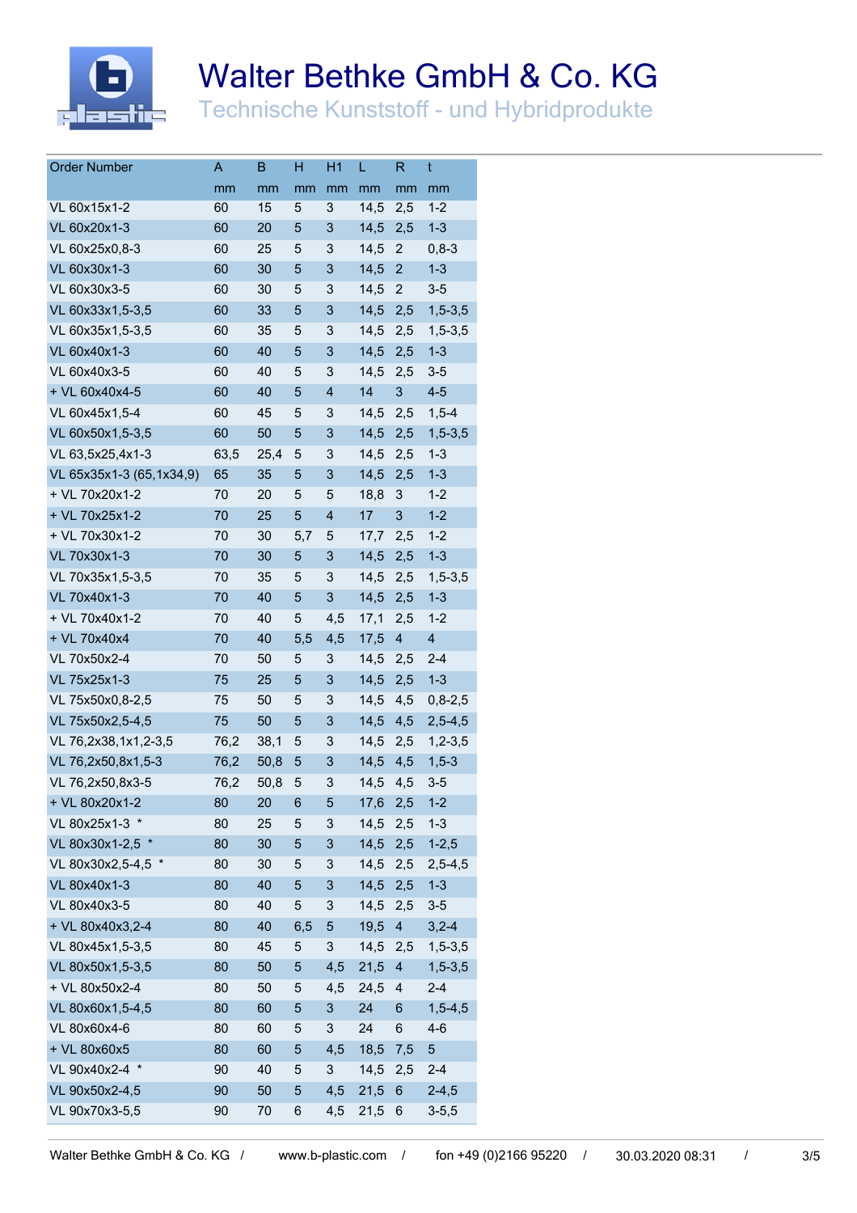# Walter Bethke GmbH & Co. KG

Technische Kunststoff - und Hybridprodukte

| Order Number | A | B | H | H1 | L | R | t |
|---|---|---|---|---|---|---|---|
| | mm | mm | mm | mm | mm | mm | mm |
| VL 60x15x1-2 | 60 | 15 | 5 | 3 | 14,5 | 2,5 | 1-2 |
| VL 60x20x1-3 | 60 | 20 | 5 | 3 | 14,5 | 2,5 | 1-3 |
| VL 60x25x0,8-3 | 60 | 25 | 5 | 3 | 14,5 | 2 | 0,8-3 |
| VL 60x30x1-3 | 60 | 30 | 5 | 3 | 14,5 | 2 | 1-3 |
| VL 60x30x3-5 | 60 | 30 | 5 | 3 | 14,5 | 2 | 3-5 |
| VL 60x33x1,5-3,5 | 60 | 33 | 5 | 3 | 14,5 | 2,5 | 1,5-3,5 |
| VL 60x35x1,5-3,5 | 60 | 35 | 5 | 3 | 14,5 | 2,5 | 1,5-3,5 |
| VL 60x40x1-3 | 60 | 40 | 5 | 3 | 14,5 | 2,5 | 1-3 |
| VL 60x40x3-5 | 60 | 40 | 5 | 3 | 14,5 | 2,5 | 3-5 |
| + VL 60x40x4-5 | 60 | 40 | 5 | 4 | 14 | 3 | 4-5 |
| VL 60x45x1,5-4 | 60 | 45 | 5 | 3 | 14,5 | 2,5 | 1,5-4 |
| VL 60x50x1,5-3,5 | 60 | 50 | 5 | 3 | 14,5 | 2,5 | 1,5-3,5 |
| VL 63,5x25,4x1-3 | 63,5 | 25,4 | 5 | 3 | 14,5 | 2,5 | 1-3 |
| VL 65x35x1-3 (65,1x34,9) | 65 | 35 | 5 | 3 | 14,5 | 2,5 | 1-3 |
| + VL 70x20x1-2 | 70 | 20 | 5 | 5 | 18,8 | 3 | 1-2 |
| + VL 70x25x1-2 | 70 | 25 | 5 | 4 | 17 | 3 | 1-2 |
| + VL 70x30x1-2 | 70 | 30 | 5,7 | 5 | 17,7 | 2,5 | 1-2 |
| VL 70x30x1-3 | 70 | 30 | 5 | 3 | 14,5 | 2,5 | 1-3 |
| VL 70x35x1,5-3,5 | 70 | 35 | 5 | 3 | 14,5 | 2,5 | 1,5-3,5 |
| VL 70x40x1-3 | 70 | 40 | 5 | 3 | 14,5 | 2,5 | 1-3 |
| + VL 70x40x1-2 | 70 | 40 | 5 | 4,5 | 17,1 | 2,5 | 1-2 |
| + VL 70x40x4 | 70 | 40 | 5,5 | 4,5 | 17,5 | 4 | 4 |
| VL 70x50x2-4 | 70 | 50 | 5 | 3 | 14,5 | 2,5 | 2-4 |
| VL 75x25x1-3 | 75 | 25 | 5 | 3 | 14,5 | 2,5 | 1-3 |
| VL 75x50x0,8-2,5 | 75 | 50 | 5 | 3 | 14,5 | 4,5 | 0,8-2,5 |
| VL 75x50x2,5-4,5 | 75 | 50 | 5 | 3 | 14,5 | 4,5 | 2,5-4,5 |
| VL 76,2x38,1x1,2-3,5 | 76,2 | 38,1 | 5 | 3 | 14,5 | 2,5 | 1,2-3,5 |
| VL 76,2x50,8x1,5-3 | 76,2 | 50,8 | 5 | 3 | 14,5 | 4,5 | 1,5-3 |
| VL 76,2x50,8x3-5 | 76,2 | 50,8 | 5 | 3 | 14,5 | 4,5 | 3-5 |
| + VL 80x20x1-2 | 80 | 20 | 6 | 5 | 17,6 | 2,5 | 1-2 |
| VL 80x25x1-3 * | 80 | 25 | 5 | 3 | 14,5 | 2,5 | 1-3 |
| VL 80x30x1-2,5 * | 80 | 30 | 5 | 3 | 14,5 | 2,5 | 1-2,5 |
| VL 80x30x2,5-4,5 * | 80 | 30 | 5 | 3 | 14,5 | 2,5 | 2,5-4,5 |
| VL 80x40x1-3 | 80 | 40 | 5 | 3 | 14,5 | 2,5 | 1-3 |
| VL 80x40x3-5 | 80 | 40 | 5 | 3 | 14,5 | 2,5 | 3-5 |
| + VL 80x40x3,2-4 | 80 | 40 | 6,5 | 5 | 19,5 | 4 | 3,2-4 |
| VL 80x45x1,5-3,5 | 80 | 45 | 5 | 3 | 14,5 | 2,5 | 1,5-3,5 |
| VL 80x50x1,5-3,5 | 80 | 50 | 5 | 4,5 | 21,5 | 4 | 1,5-3,5 |
| + VL 80x50x2-4 | 80 | 50 | 5 | 4,5 | 24,5 | 4 | 2-4 |
| VL 80x60x1,5-4,5 | 80 | 60 | 5 | 3 | 24 | 6 | 1,5-4,5 |
| VL 80x60x4-6 | 80 | 60 | 5 | 3 | 24 | 6 | 4-6 |
| + VL 80x60x5 | 80 | 60 | 5 | 4,5 | 18,5 | 7,5 | 5 |
| VL 90x40x2-4 * | 90 | 40 | 5 | 3 | 14,5 | 2,5 | 2-4 |
| VL 90x50x2-4,5 | 90 | 50 | 5 | 4,5 | 21,5 | 6 | 2-4,5 |
| VL 90x70x3-5,5 | 90 | 70 | 6 | 4,5 | 21,5 | 6 | 3-5,5 |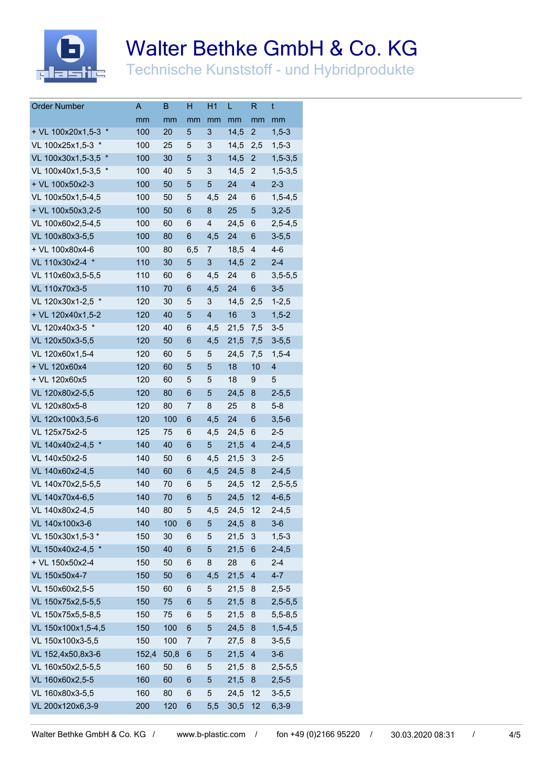# Walter Bethke GmbH & Co. KG

Technische Kunststoff - und Hybridprodukte

| Order Number | A | B | H | H1 | L | R | t |
|---|---|---|---|---|---|---|---|
| | mm | mm | mm | mm | mm | mm | mm |
| + VL 100x20x1,5-3 * | 100 | 20 | 5 | 3 | 14,5 | 2 | 1,5-3 |
| VL 100x25x1,5-3 * | 100 | 25 | 5 | 3 | 14,5 | 2,5 | 1,5-3 |
| VL 100x30x1,5-3,5 * | 100 | 30 | 5 | 3 | 14,5 | 2 | 1,5-3,5 |
| VL 100x40x1,5-3,5 * | 100 | 40 | 5 | 3 | 14,5 | 2 | 1,5-3,5 |
| + VL 100x50x2-3 | 100 | 50 | 5 | 5 | 24 | 4 | 2-3 |
| VL 100x50x1,5-4,5 | 100 | 50 | 5 | 4,5 | 24 | 6 | 1,5-4,5 |
| + VL 100x50x3,2-5 | 100 | 50 | 6 | 8 | 25 | 5 | 3,2-5 |
| VL 100x60x2,5-4,5 | 100 | 60 | 6 | 4 | 24,5 | 6 | 2,5-4,5 |
| VL 100x80x3-5,5 | 100 | 80 | 6 | 4,5 | 24 | 6 | 3-5,5 |
| + VL 100x80x4-6 | 100 | 80 | 6,5 | 7 | 18,5 | 4 | 4-6 |
| VL 110x30x2-4 * | 110 | 30 | 5 | 3 | 14,5 | 2 | 2-4 |
| VL 110x60x3,5-5,5 | 110 | 60 | 6 | 4,5 | 24 | 6 | 3,5-5,5 |
| VL 110x70x3-5 | 110 | 70 | 6 | 4,5 | 24 | 6 | 3-5 |
| VL 120x30x1-2,5 * | 120 | 30 | 5 | 3 | 14,5 | 2,5 | 1-2,5 |
| + VL 120x40x1,5-2 | 120 | 40 | 5 | 4 | 16 | 3 | 1,5-2 |
| VL 120x40x3-5 * | 120 | 40 | 6 | 4,5 | 21,5 | 7,5 | 3-5 |
| VL 120x50x3-5,5 | 120 | 50 | 6 | 4,5 | 21,5 | 7,5 | 3-5,5 |
| VL 120x60x1,5-4 | 120 | 60 | 5 | 5 | 24,5 | 7,5 | 1,5-4 |
| + VL 120x60x4 | 120 | 60 | 5 | 5 | 18 | 10 | 4 |
| + VL 120x60x5 | 120 | 60 | 5 | 5 | 18 | 9 | 5 |
| VL 120x80x2-5,5 | 120 | 80 | 6 | 5 | 24,5 | 8 | 2-5,5 |
| VL 120x80x5-8 | 120 | 80 | 7 | 8 | 25 | 8 | 5-8 |
| VL 120x100x3,5-6 | 120 | 100 | 6 | 4,5 | 24 | 6 | 3,5-6 |
| VL 125x75x2-5 | 125 | 75 | 6 | 4,5 | 24,5 | 6 | 2-5 |
| VL 140x40x2-4,5 * | 140 | 40 | 6 | 5 | 21,5 | 4 | 2-4,5 |
| VL 140x50x2-5 | 140 | 50 | 6 | 4,5 | 21,5 | 3 | 2-5 |
| VL 140x60x2-4,5 | 140 | 60 | 6 | 4,5 | 24,5 | 8 | 2-4,5 |
| VL 140x70x2,5-5,5 | 140 | 70 | 6 | 5 | 24,5 | 12 | 2,5-5,5 |
| VL 140x70x4-6,5 | 140 | 70 | 6 | 5 | 24,5 | 12 | 4-6,5 |
| VL 140x80x2-4,5 | 140 | 80 | 5 | 4,5 | 24,5 | 12 | 2-4,5 |
| VL 140x100x3-6 | 140 | 100 | 6 | 5 | 24,5 | 8 | 3-6 |
| VL 150x30x1,5-3 * | 150 | 30 | 6 | 5 | 21,5 | 3 | 1,5-3 |
| VL 150x40x2-4,5 * | 150 | 40 | 6 | 5 | 21,5 | 6 | 2-4,5 |
| + VL 150x50x2-4 | 150 | 50 | 6 | 8 | 28 | 6 | 2-4 |
| VL 150x50x4-7 | 150 | 50 | 6 | 4,5 | 21,5 | 4 | 4-7 |
| VL 150x60x2,5-5 | 150 | 60 | 6 | 5 | 21,5 | 8 | 2,5-5 |
| VL 150x75x2,5-5,5 | 150 | 75 | 6 | 5 | 21,5 | 8 | 2,5-5,5 |
| VL 150x75x5,5-8,5 | 150 | 75 | 6 | 5 | 21,5 | 8 | 5,5-8,5 |
| VL 150x100x1,5-4,5 | 150 | 100 | 6 | 5 | 24,5 | 8 | 1,5-4,5 |
| VL 150x100x3-5,5 | 150 | 100 | 7 | 7 | 27,5 | 8 | 3-5,5 |
| VL 152,4x50,8x3-6 | 152,4 | 50,8 | 6 | 5 | 21,5 | 4 | 3-6 |
| VL 160x50x2,5-5,5 | 160 | 50 | 6 | 5 | 21,5 | 8 | 2,5-5,5 |
| VL 160x60x2,5-5 | 160 | 60 | 6 | 5 | 21,5 | 8 | 2,5-5 |
| VL 160x80x3-5,5 | 160 | 80 | 6 | 5 | 24,5 | 12 | 3-5,5 |
| VL 200x120x6,3-9 | 200 | 120 | 6 | 5,5 | 30,5 | 12 | 6,3-9 |

Walter Bethke GmbH & Co. KG / www.b-plastic.com / fon +49 (0)2166 95220 / 30.03.2020 08:31